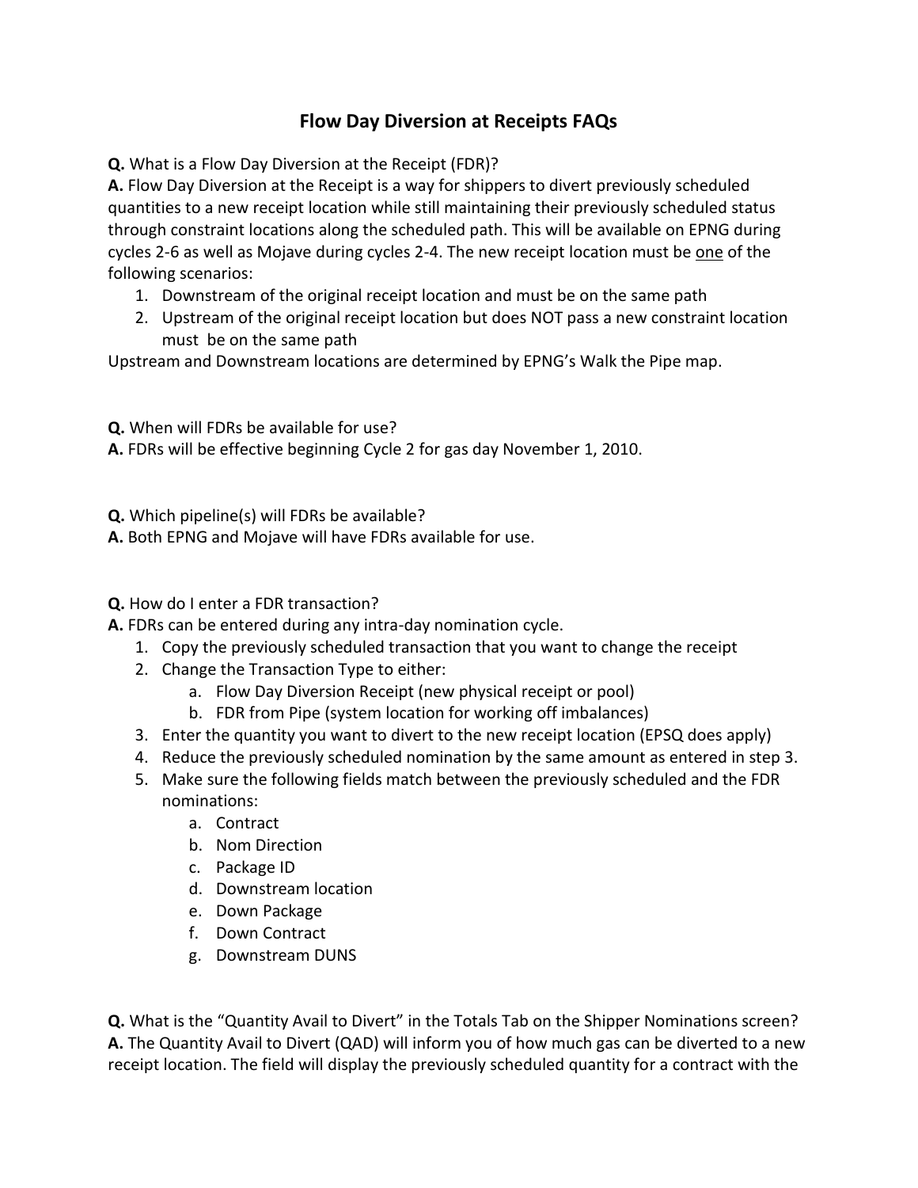# Flow Day Diversion at Receipts FAQs

**Q.** What is a Flow Day Diversion at the Receipt (FDR)?
**A.** Flow Day Diversion at the Receipt is a way for shippers to divert previously scheduled quantities to a new receipt location while still maintaining their previously scheduled status through constraint locations along the scheduled path. This will be available on EPNG during cycles 2-6 as well as Mojave during cycles 2-4. The new receipt location must be <u>one</u> of the following scenarios:

1. Downstream of the original receipt location and must be on the same path
2. Upstream of the original receipt location but does NOT pass a new constraint location must be on the same path

Upstream and Downstream locations are determined by EPNG's Walk the Pipe map.

**Q.** When will FDRs be available for use?
**A.** FDRs will be effective beginning Cycle 2 for gas day November 1, 2010.

**Q.** Which pipeline(s) will FDRs be available?
**A.** Both EPNG and Mojave will have FDRs available for use.

**Q.** How do I enter a FDR transaction?
**A.** FDRs can be entered during any intra-day nomination cycle.

1. Copy the previously scheduled transaction that you want to change the receipt
2. Change the Transaction Type to either:
   a. Flow Day Diversion Receipt (new physical receipt or pool)
   b. FDR from Pipe (system location for working off imbalances)
3. Enter the quantity you want to divert to the new receipt location (EPSQ does apply)
4. Reduce the previously scheduled nomination by the same amount as entered in step 3.
5. Make sure the following fields match between the previously scheduled and the FDR nominations:
   a. Contract
   b. Nom Direction
   c. Package ID
   d. Downstream location
   e. Down Package
   f. Down Contract
   g. Downstream DUNS

**Q.** What is the "Quantity Avail to Divert" in the Totals Tab on the Shipper Nominations screen?
**A.** The Quantity Avail to Divert (QAD) will inform you of how much gas can be diverted to a new receipt location. The field will display the previously scheduled quantity for a contract with the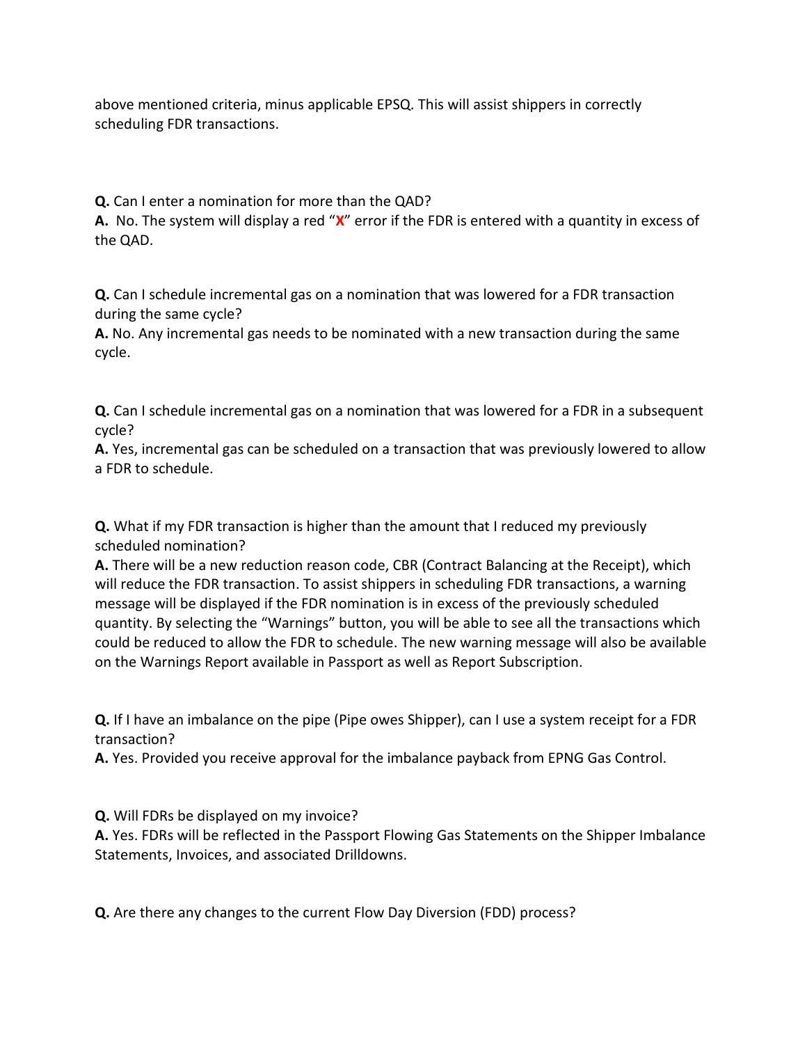above mentioned criteria, minus applicable EPSQ. This will assist shippers in correctly scheduling FDR transactions.

**Q.** Can I enter a nomination for more than the QAD?
**A.** No. The system will display a red "X" error if the FDR is entered with a quantity in excess of the QAD.

**Q.** Can I schedule incremental gas on a nomination that was lowered for a FDR transaction during the same cycle?
**A.** No. Any incremental gas needs to be nominated with a new transaction during the same cycle.

**Q.** Can I schedule incremental gas on a nomination that was lowered for a FDR in a subsequent cycle?
**A.** Yes, incremental gas can be scheduled on a transaction that was previously lowered to allow a FDR to schedule.

**Q.** What if my FDR transaction is higher than the amount that I reduced my previously scheduled nomination?
**A.** There will be a new reduction reason code, CBR (Contract Balancing at the Receipt), which will reduce the FDR transaction. To assist shippers in scheduling FDR transactions, a warning message will be displayed if the FDR nomination is in excess of the previously scheduled quantity. By selecting the "Warnings" button, you will be able to see all the transactions which could be reduced to allow the FDR to schedule. The new warning message will also be available on the Warnings Report available in Passport as well as Report Subscription.

**Q.** If I have an imbalance on the pipe (Pipe owes Shipper), can I use a system receipt for a FDR transaction?
**A.** Yes. Provided you receive approval for the imbalance payback from EPNG Gas Control.

**Q.** Will FDRs be displayed on my invoice?
**A.** Yes. FDRs will be reflected in the Passport Flowing Gas Statements on the Shipper Imbalance Statements, Invoices, and associated Drilldowns.

**Q.** Are there any changes to the current Flow Day Diversion (FDD) process?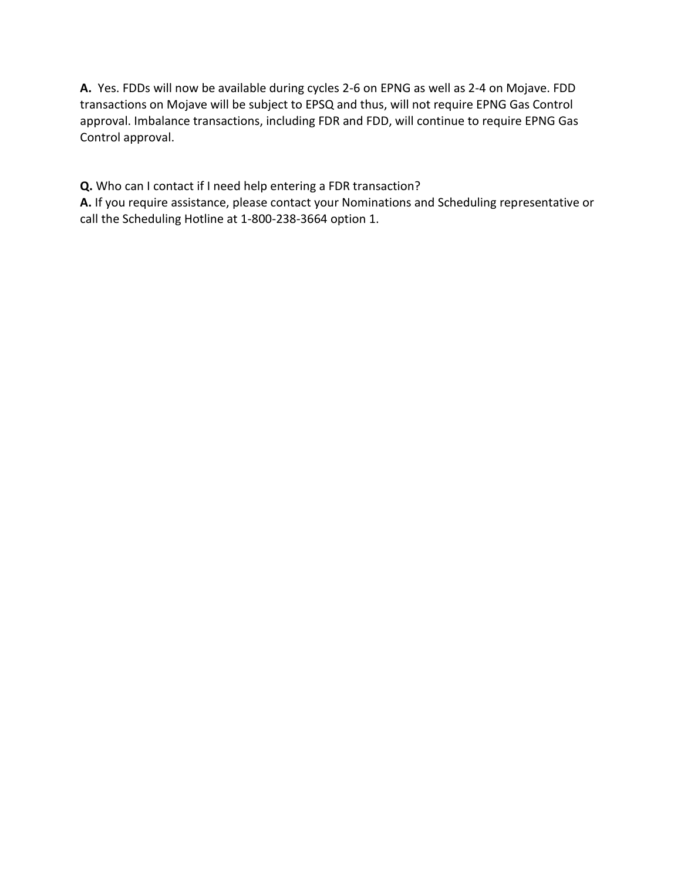**A.** Yes. FDDs will now be available during cycles 2-6 on EPNG as well as 2-4 on Mojave. FDD transactions on Mojave will be subject to EPSQ and thus, will not require EPNG Gas Control approval. Imbalance transactions, including FDR and FDD, will continue to require EPNG Gas Control approval.

**Q.** Who can I contact if I need help entering a FDR transaction?
**A.** If you require assistance, please contact your Nominations and Scheduling representative or call the Scheduling Hotline at 1-800-238-3664 option 1.